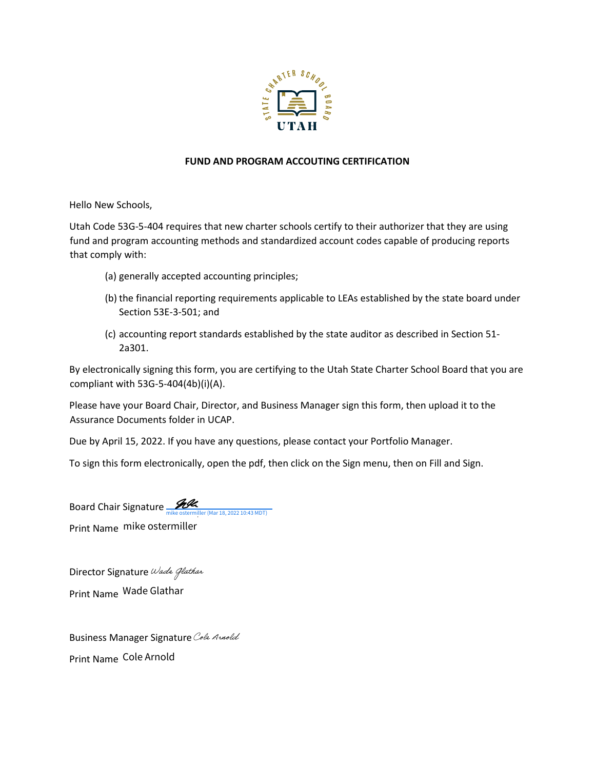**FUND AND PROGRAM ACCOUTING CERTIFICATION**

Hello New Schools,

Utah Code 53G-5-404 requires that new charter schools certify to their authorizer that they are using fund and program accounting methods and standardized account codes capable of producing reports that comply with:

(a) generally accepted accounting principles;

(b) the financial reporting requirements applicable to LEAs established by the state board under Section 53E-3-501; and

(c) accounting report standards established by the state auditor as described in Section 51-2a301.

By electronically signing this form, you are certifying to the Utah State Charter School Board that you are compliant with 53G-5-404(4b)(i)(A).

Please have your Board Chair, Director, and Business Manager sign this form, then upload it to the Assurance Documents folder in UCAP.

Due by April 15, 2022. If you have any questions, please contact your Portfolio Manager.

To sign this form electronically, open the pdf, then click on the Sign menu, then on Fill and Sign.

Board Chair Signature mike ostermiller (Mar 18, 2022 10:43 MDT)

Print Name mike ostermiller

Director Signature Wade Glathar

Print Name Wade Glathar

Business Manager Signature Cole Arnold

Print Name Cole Arnold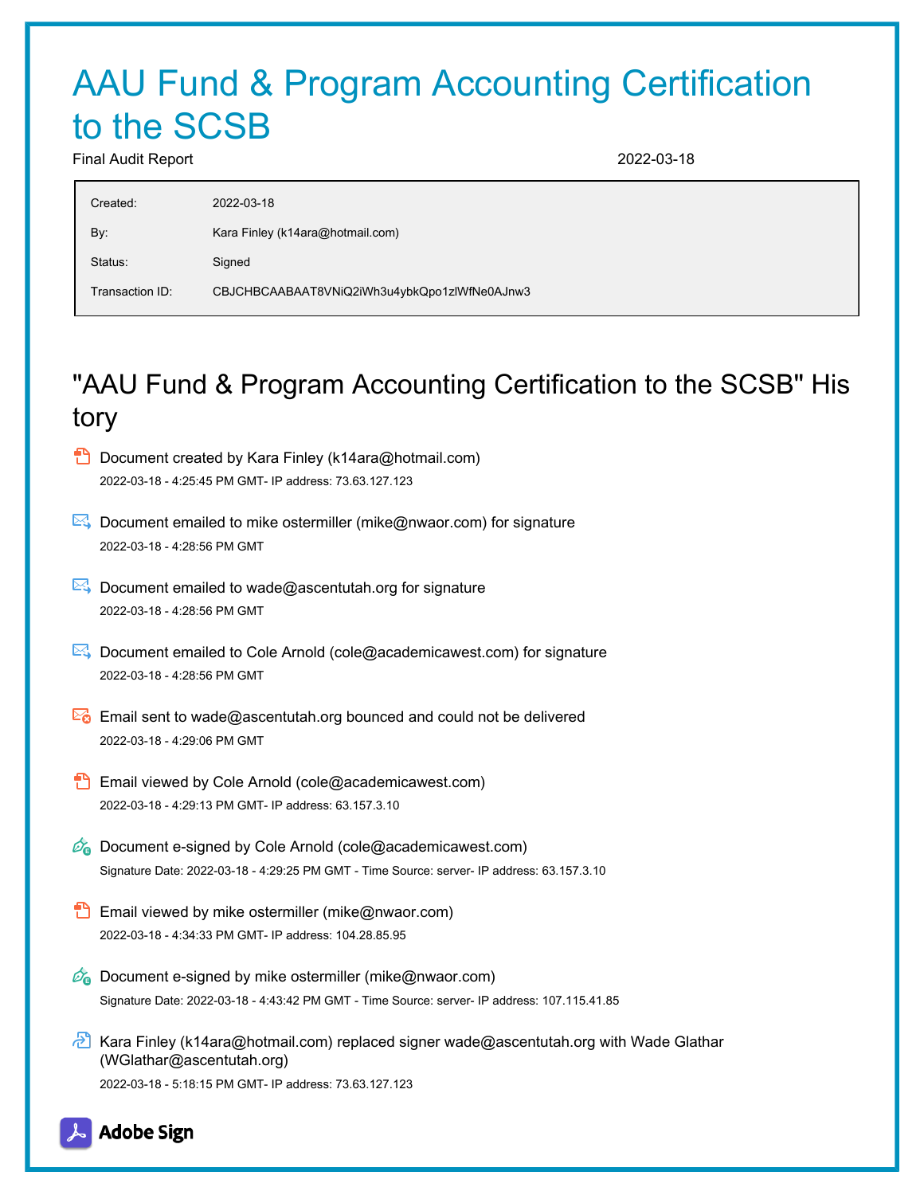# AAU Fund & Program Accounting Certification to the SCSB

Final Audit Report 2022-03-18

| | |
|---|---|
| Created: | 2022-03-18 |
| By: | Kara Finley (k14ara@hotmail.com) |
| Status: | Signed |
| Transaction ID: | CBJCHBCAABAAT8VNiQ2iWh3u4ybkQpo1zlWfNe0AJnw3 |

## "AAU Fund & Program Accounting Certification to the SCSB" History

- Document created by Kara Finley (k14ara@hotmail.com)
  2022-03-18 - 4:25:45 PM GMT- IP address: 73.63.127.123

- Document emailed to mike ostermiller (mike@nwaor.com) for signature
  2022-03-18 - 4:28:56 PM GMT

- Document emailed to wade@ascentutah.org for signature
  2022-03-18 - 4:28:56 PM GMT

- Document emailed to Cole Arnold (cole@academicawest.com) for signature
  2022-03-18 - 4:28:56 PM GMT

- Email sent to wade@ascentutah.org bounced and could not be delivered
  2022-03-18 - 4:29:06 PM GMT

- Email viewed by Cole Arnold (cole@academicawest.com)
  2022-03-18 - 4:29:13 PM GMT- IP address: 63.157.3.10

- Document e-signed by Cole Arnold (cole@academicawest.com)
  Signature Date: 2022-03-18 - 4:29:25 PM GMT - Time Source: server- IP address: 63.157.3.10

- Email viewed by mike ostermiller (mike@nwaor.com)
  2022-03-18 - 4:34:33 PM GMT- IP address: 104.28.85.95

- Document e-signed by mike ostermiller (mike@nwaor.com)
  Signature Date: 2022-03-18 - 4:43:42 PM GMT - Time Source: server- IP address: 107.115.41.85

- Kara Finley (k14ara@hotmail.com) replaced signer wade@ascentutah.org with Wade Glathar (WGlathar@ascentutah.org)
  2022-03-18 - 5:18:15 PM GMT- IP address: 73.63.127.123

Adobe Sign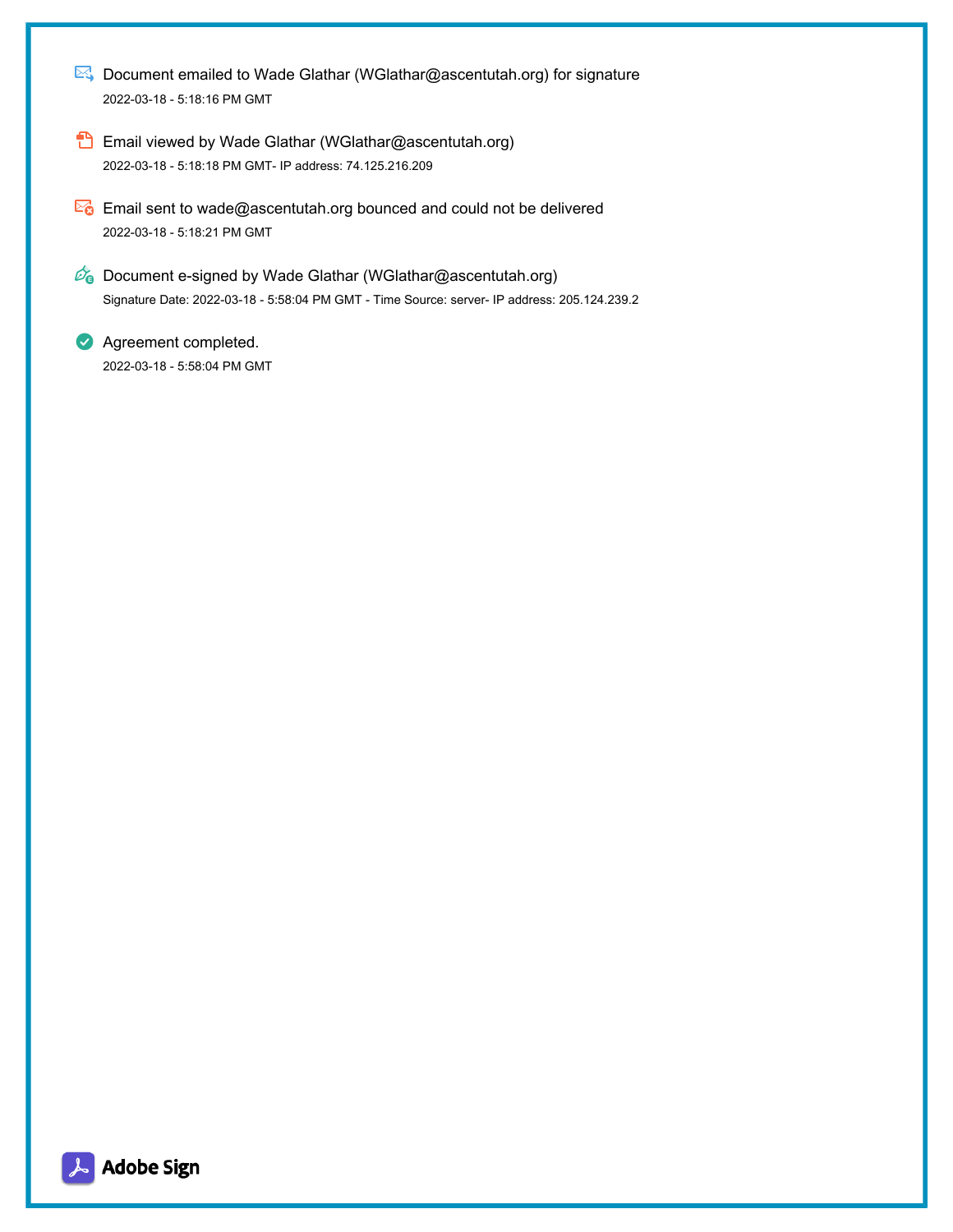Document emailed to Wade Glathar (WGlathar@ascentutah.org) for signature

2022-03-18 - 5:18:16 PM GMT

Email viewed by Wade Glathar (WGlathar@ascentutah.org)

2022-03-18 - 5:18:18 PM GMT- IP address: 74.125.216.209

Email sent to wade@ascentutah.org bounced and could not be delivered

2022-03-18 - 5:18:21 PM GMT

Document e-signed by Wade Glathar (WGlathar@ascentutah.org)

Signature Date: 2022-03-18 - 5:58:04 PM GMT - Time Source: server- IP address: 205.124.239.2

Agreement completed.

2022-03-18 - 5:58:04 PM GMT

Adobe Sign